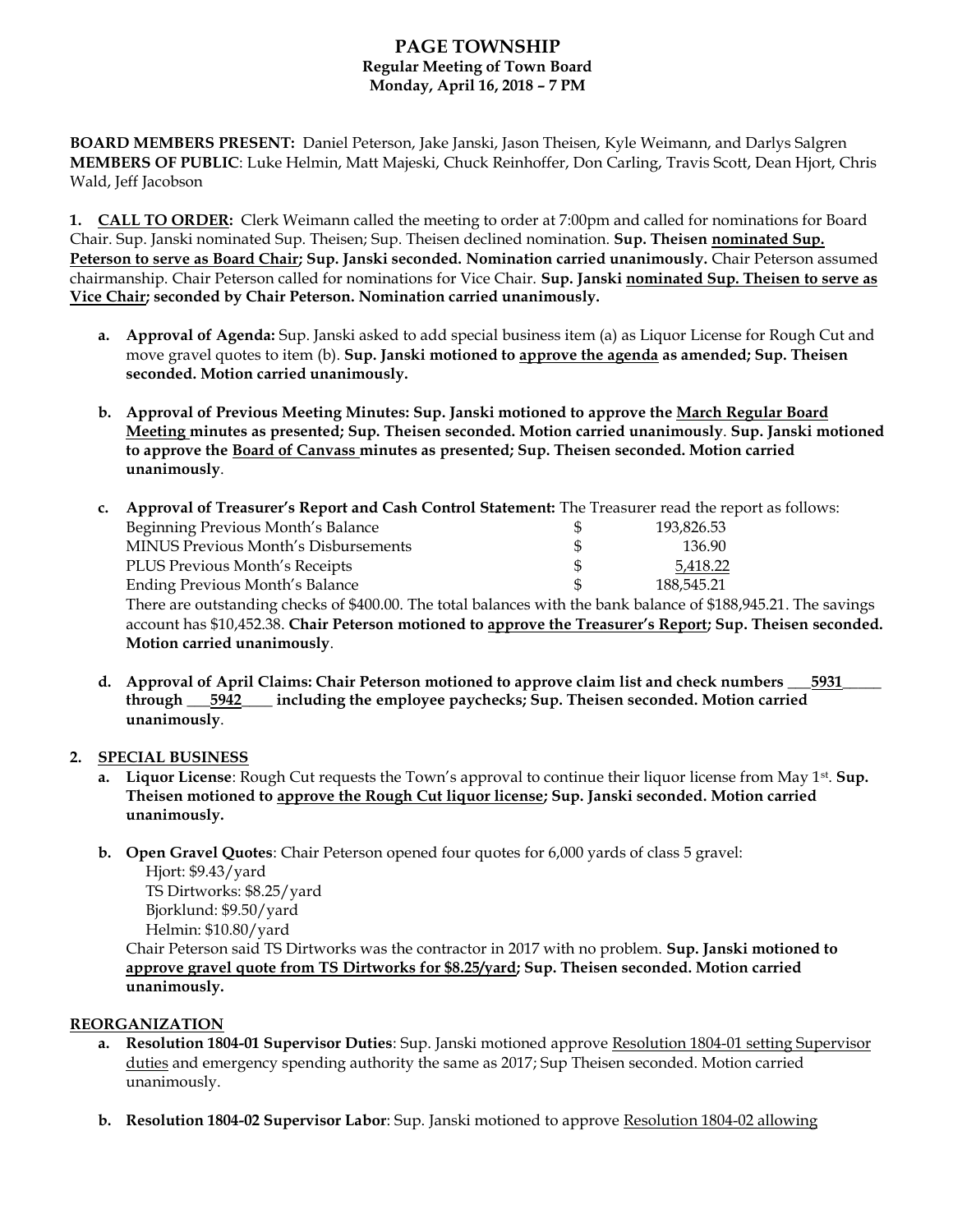# PAGE TOWNSHIP

**Regular Meeting of Town Board**
**Monday, April 16, 2018 – 7 PM**

**BOARD MEMBERS PRESENT:** Daniel Peterson, Jake Janski, Jason Theisen, Kyle Weimann, and Darlys Salgren
**MEMBERS OF PUBLIC**: Luke Helmin, Matt Majeski, Chuck Reinhoffer, Don Carling, Travis Scott, Dean Hjort, Chris Wald, Jeff Jacobson

**1. CALL TO ORDER:** Clerk Weimann called the meeting to order at 7:00pm and called for nominations for Board Chair. Sup. Janski nominated Sup. Theisen; Sup. Theisen declined nomination. **Sup. Theisen nominated Sup. Peterson to serve as Board Chair; Sup. Janski seconded. Nomination carried unanimously.** Chair Peterson assumed chairmanship. Chair Peterson called for nominations for Vice Chair. **Sup. Janski nominated Sup. Theisen to serve as Vice Chair; seconded by Chair Peterson. Nomination carried unanimously.**

a. **Approval of Agenda:** Sup. Janski asked to add special business item (a) as Liquor License for Rough Cut and move gravel quotes to item (b). **Sup. Janski motioned to approve the agenda as amended; Sup. Theisen seconded. Motion carried unanimously.**

b. **Approval of Previous Meeting Minutes: Sup. Janski motioned to approve the March Regular Board Meeting minutes as presented; Sup. Theisen seconded. Motion carried unanimously**. **Sup. Janski motioned to approve the Board of Canvass minutes as presented; Sup. Theisen seconded. Motion carried unanimously**.

c. **Approval of Treasurer's Report and Cash Control Statement:** The Treasurer read the report as follows:

| | | |
|---|---|---|
| Beginning Previous Month's Balance | $ | 193,826.53 |
| MINUS Previous Month's Disbursements | $ | 136.90 |
| PLUS Previous Month's Receipts | $ | 5,418.22 |
| Ending Previous Month's Balance | $ | 188,545.21 |

There are outstanding checks of $400.00. The total balances with the bank balance of $188,945.21. The savings account has $10,452.38. **Chair Peterson motioned to approve the Treasurer's Report; Sup. Theisen seconded. Motion carried unanimously**.

d. **Approval of April Claims: Chair Peterson motioned to approve claim list and check numbers ___5931_____ through ___5942____ including the employee paychecks; Sup. Theisen seconded. Motion carried unanimously**.

**2. SPECIAL BUSINESS**

a. **Liquor License**: Rough Cut requests the Town's approval to continue their liquor license from May 1st. **Sup. Theisen motioned to approve the Rough Cut liquor license; Sup. Janski seconded. Motion carried unanimously.**

b. **Open Gravel Quotes**: Chair Peterson opened four quotes for 6,000 yards of class 5 gravel:
Hjort: $9.43/yard
TS Dirtworks: $8.25/yard
Bjorklund: $9.50/yard
Helmin: $10.80/yard
Chair Peterson said TS Dirtworks was the contractor in 2017 with no problem. **Sup. Janski motioned to approve gravel quote from TS Dirtworks for $8.25/yard; Sup. Theisen seconded. Motion carried unanimously.**

**REORGANIZATION**

a. **Resolution 1804-01 Supervisor Duties**: Sup. Janski motioned approve Resolution 1804-01 setting Supervisor duties and emergency spending authority the same as 2017; Sup Theisen seconded. Motion carried unanimously.

b. **Resolution 1804-02 Supervisor Labor**: Sup. Janski motioned to approve Resolution 1804-02 allowing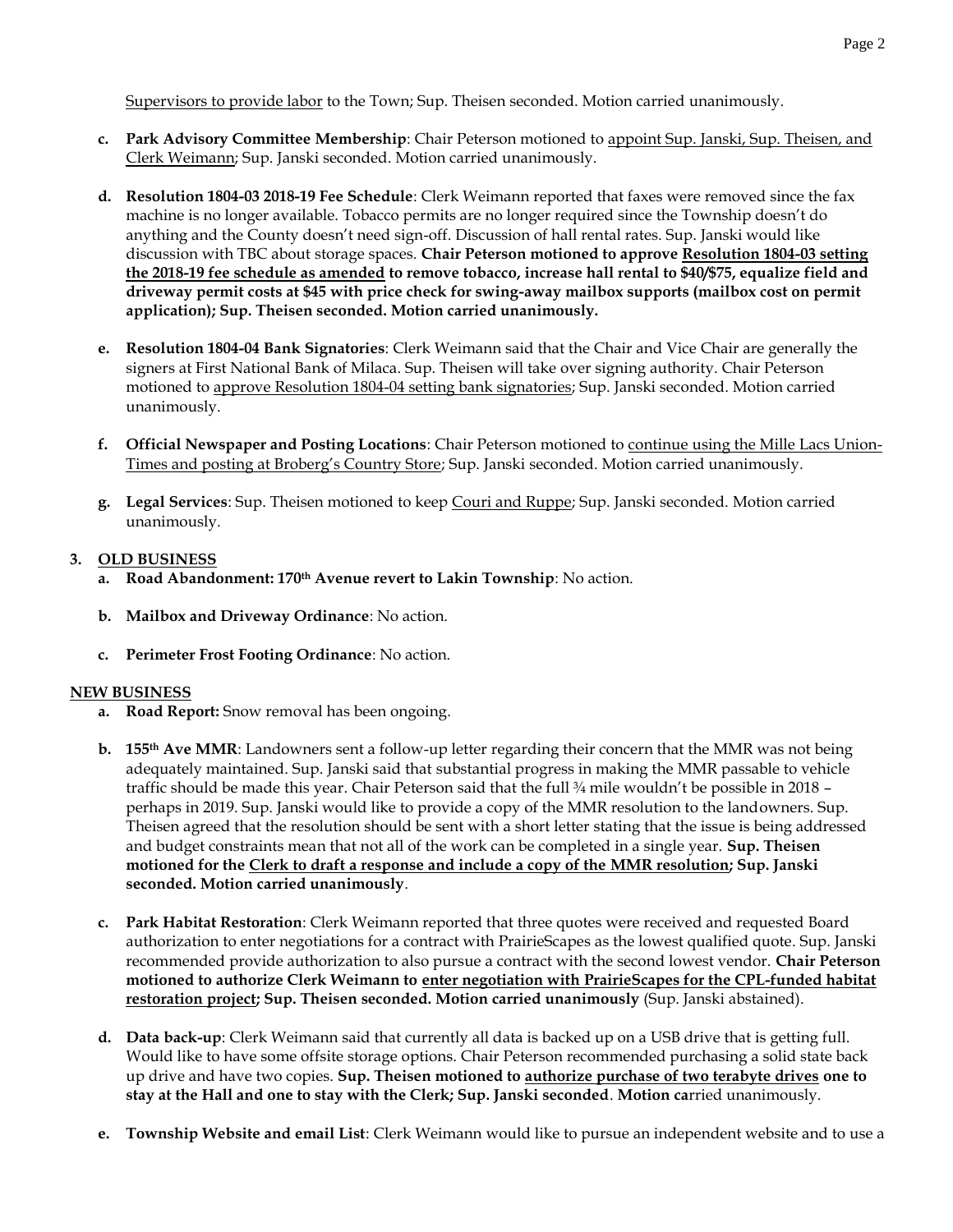Supervisors to provide labor to the Town; Sup. Theisen seconded. Motion carried unanimously.

c. **Park Advisory Committee Membership**: Chair Peterson motioned to appoint Sup. Janski, Sup. Theisen, and Clerk Weimann; Sup. Janski seconded. Motion carried unanimously.

d. **Resolution 1804-03 2018-19 Fee Schedule**: Clerk Weimann reported that faxes were removed since the fax machine is no longer available. Tobacco permits are no longer required since the Township doesn't do anything and the County doesn't need sign-off. Discussion of hall rental rates. Sup. Janski would like discussion with TBC about storage spaces. **Chair Peterson motioned to approve Resolution 1804-03 setting the 2018-19 fee schedule as amended to remove tobacco, increase hall rental to $40/$75, equalize field and driveway permit costs at $45 with price check for swing-away mailbox supports (mailbox cost on permit application); Sup. Theisen seconded. Motion carried unanimously.**

e. **Resolution 1804-04 Bank Signatories**: Clerk Weimann said that the Chair and Vice Chair are generally the signers at First National Bank of Milaca. Sup. Theisen will take over signing authority. Chair Peterson motioned to approve Resolution 1804-04 setting bank signatories; Sup. Janski seconded. Motion carried unanimously.

f. **Official Newspaper and Posting Locations**: Chair Peterson motioned to continue using the Mille Lacs Union-Times and posting at Broberg's Country Store; Sup. Janski seconded. Motion carried unanimously.

g. **Legal Services**: Sup. Theisen motioned to keep Couri and Ruppe; Sup. Janski seconded. Motion carried unanimously.

**3. OLD BUSINESS**

a. **Road Abandonment: 170th Avenue revert to Lakin Township**: No action.

b. **Mailbox and Driveway Ordinance**: No action.

c. **Perimeter Frost Footing Ordinance**: No action.

**NEW BUSINESS**

a. **Road Report:** Snow removal has been ongoing.

b. **155th Ave MMR**: Landowners sent a follow-up letter regarding their concern that the MMR was not being adequately maintained. Sup. Janski said that substantial progress in making the MMR passable to vehicle traffic should be made this year. Chair Peterson said that the full ¾ mile wouldn't be possible in 2018 – perhaps in 2019. Sup. Janski would like to provide a copy of the MMR resolution to the landowners. Sup. Theisen agreed that the resolution should be sent with a short letter stating that the issue is being addressed and budget constraints mean that not all of the work can be completed in a single year. **Sup. Theisen motioned for the Clerk to draft a response and include a copy of the MMR resolution; Sup. Janski seconded. Motion carried unanimously**.

c. **Park Habitat Restoration**: Clerk Weimann reported that three quotes were received and requested Board authorization to enter negotiations for a contract with PrairieScapes as the lowest qualified quote. Sup. Janski recommended provide authorization to also pursue a contract with the second lowest vendor. **Chair Peterson motioned to authorize Clerk Weimann to enter negotiation with PrairieScapes for the CPL-funded habitat restoration project; Sup. Theisen seconded. Motion carried unanimously** (Sup. Janski abstained).

d. **Data back-up**: Clerk Weimann said that currently all data is backed up on a USB drive that is getting full. Would like to have some offsite storage options. Chair Peterson recommended purchasing a solid state back up drive and have two copies. **Sup. Theisen motioned to authorize purchase of two terabyte drives one to stay at the Hall and one to stay with the Clerk; Sup. Janski seconded**. **Motion ca**rried unanimously.

e. **Township Website and email List**: Clerk Weimann would like to pursue an independent website and to use a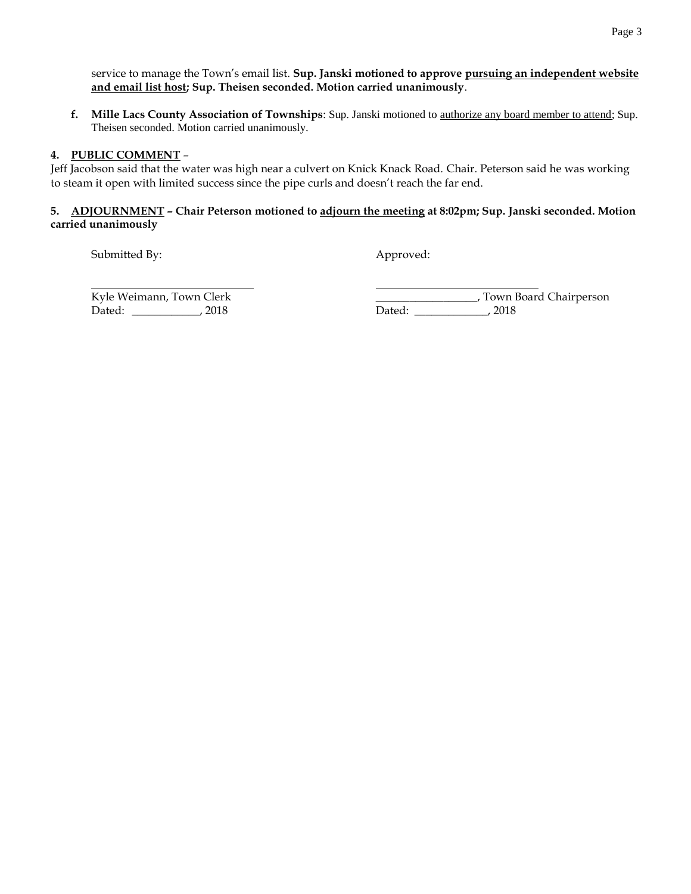service to manage the Town's email list. **Sup. Janski motioned to approve <u>pursuing an independent website and email list host</u>; Sup. Theisen seconded. Motion carried unanimously**.

f. **Mille Lacs County Association of Townships**: Sup. Janski motioned to <u>authorize any board member to attend</u>; Sup. Theisen seconded. Motion carried unanimously.

**4. <u>PUBLIC COMMENT</u>** –

Jeff Jacobson said that the water was high near a culvert on Knick Knack Road. Chair. Peterson said he was working to steam it open with limited success since the pipe curls and doesn't reach the far end.

**5. <u>ADJOURNMENT</u> – Chair Peterson motioned to <u>adjourn the meeting</u> at 8:02pm; Sup. Janski seconded. Motion carried unanimously**

Submitted By:

_____________________________

Kyle Weimann, Town Clerk

Dated: ____________, 2018

Approved:

_____________________________

__________________, Town Board Chairperson

Dated: _____________, 2018